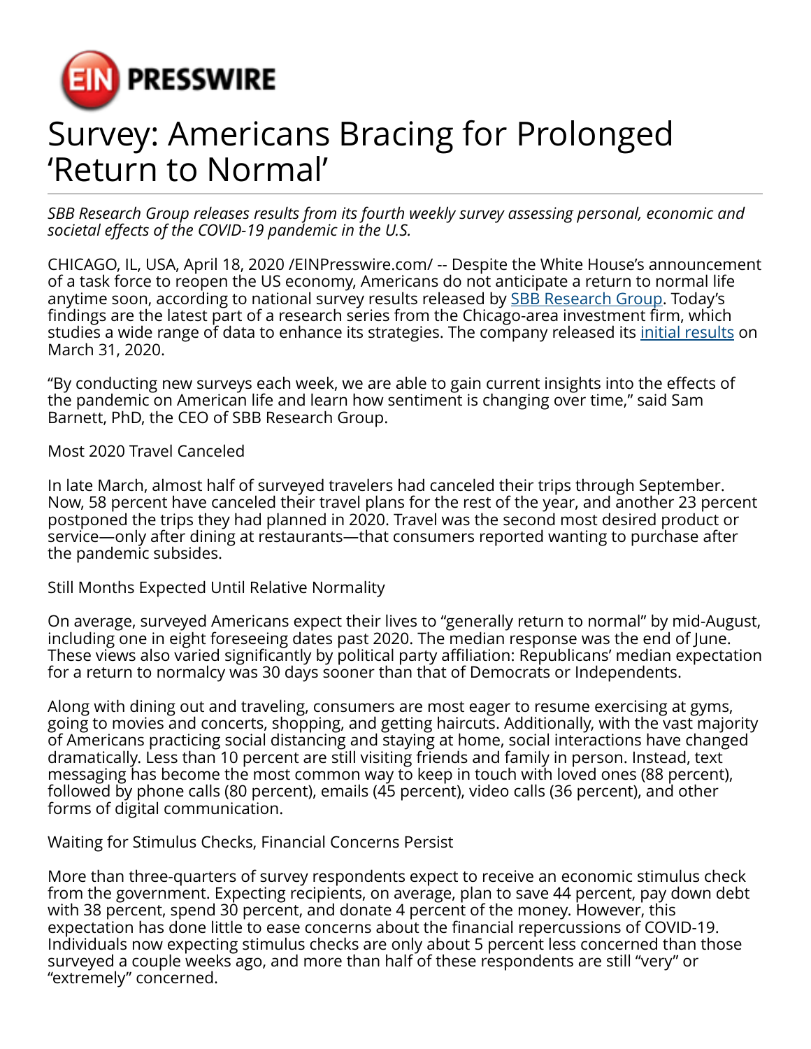# Survey: Americans Bracing for Prolonged 'Return to Normal'

*SBB Research Group releases results from its fourth weekly survey assessing personal, economic and societal effects of the COVID-19 pandemic in the U.S.*

CHICAGO, IL, USA, April 18, 2020 /EINPresswire.com/ -- Despite the White House's announcement of a task force to reopen the US economy, Americans do not anticipate a return to normal life anytime soon, according to national survey results released by SBB Research Group. Today's findings are the latest part of a research series from the Chicago-area investment firm, which studies a wide range of data to enhance its strategies. The company released its initial results on March 31, 2020.

"By conducting new surveys each week, we are able to gain current insights into the effects of the pandemic on American life and learn how sentiment is changing over time," said Sam Barnett, PhD, the CEO of SBB Research Group.

Most 2020 Travel Canceled

In late March, almost half of surveyed travelers had canceled their trips through September. Now, 58 percent have canceled their travel plans for the rest of the year, and another 23 percent postponed the trips they had planned in 2020. Travel was the second most desired product or service—only after dining at restaurants—that consumers reported wanting to purchase after the pandemic subsides.

Still Months Expected Until Relative Normality

On average, surveyed Americans expect their lives to "generally return to normal" by mid-August, including one in eight foreseeing dates past 2020. The median response was the end of June. These views also varied significantly by political party affiliation: Republicans' median expectation for a return to normalcy was 30 days sooner than that of Democrats or Independents.

Along with dining out and traveling, consumers are most eager to resume exercising at gyms, going to movies and concerts, shopping, and getting haircuts. Additionally, with the vast majority of Americans practicing social distancing and staying at home, social interactions have changed dramatically. Less than 10 percent are still visiting friends and family in person. Instead, text messaging has become the most common way to keep in touch with loved ones (88 percent), followed by phone calls (80 percent), emails (45 percent), video calls (36 percent), and other forms of digital communication.

Waiting for Stimulus Checks, Financial Concerns Persist

More than three-quarters of survey respondents expect to receive an economic stimulus check from the government. Expecting recipients, on average, plan to save 44 percent, pay down debt with 38 percent, spend 30 percent, and donate 4 percent of the money. However, this expectation has done little to ease concerns about the financial repercussions of COVID-19. Individuals now expecting stimulus checks are only about 5 percent less concerned than those surveyed a couple weeks ago, and more than half of these respondents are still "very" or "extremely" concerned.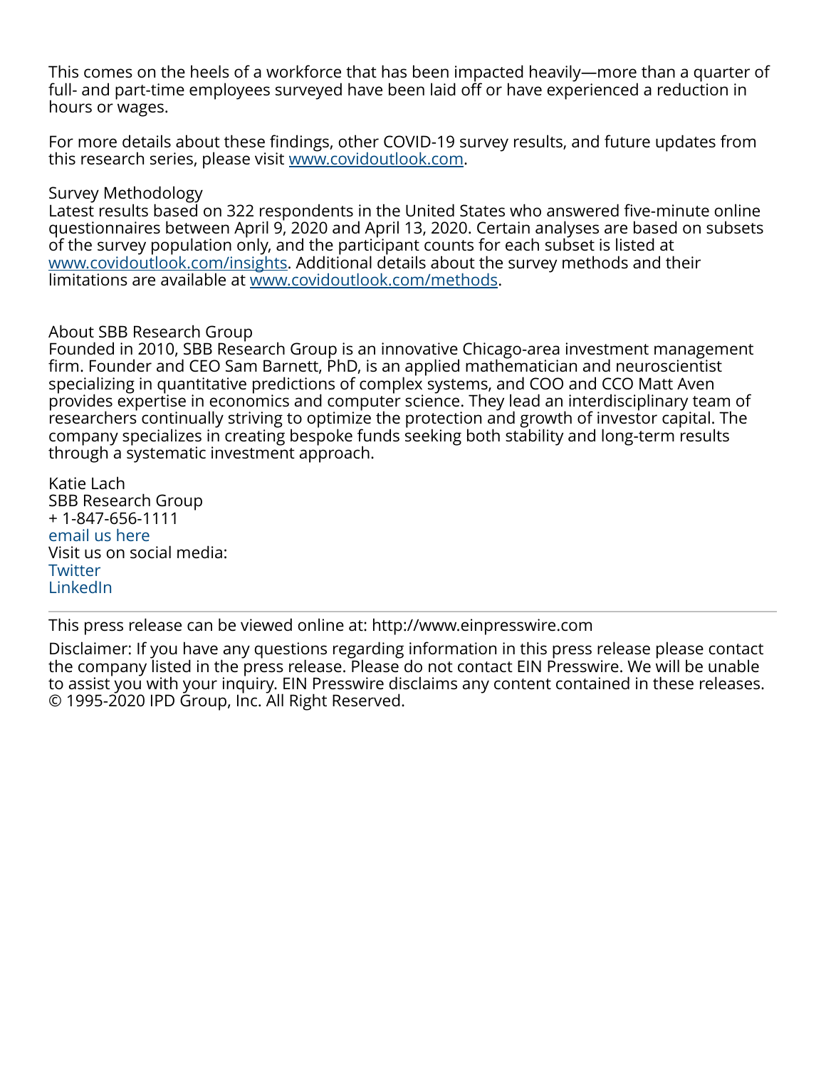This comes on the heels of a workforce that has been impacted heavily—more than a quarter of full- and part-time employees surveyed have been laid off or have experienced a reduction in hours or wages.

For more details about these findings, other COVID-19 survey results, and future updates from this research series, please visit [www.covidoutlook.com](http://www.covidoutlook.com).

Survey Methodology
Latest results based on 322 respondents in the United States who answered five-minute online questionnaires between April 9, 2020 and April 13, 2020. Certain analyses are based on subsets of the survey population only, and the participant counts for each subset is listed at [www.covidoutlook.com/insights](http://www.covidoutlook.com/insights). Additional details about the survey methods and their limitations are available at [www.covidoutlook.com/methods](http://www.covidoutlook.com/methods).

About SBB Research Group
Founded in 2010, SBB Research Group is an innovative Chicago-area investment management firm. Founder and CEO Sam Barnett, PhD, is an applied mathematician and neuroscientist specializing in quantitative predictions of complex systems, and COO and CCO Matt Aven provides expertise in economics and computer science. They lead an interdisciplinary team of researchers continually striving to optimize the protection and growth of investor capital. The company specializes in creating bespoke funds seeking both stability and long-term results through a systematic investment approach.

Katie Lach
SBB Research Group
+ 1-847-656-1111
email us here
Visit us on social media:
Twitter
LinkedIn

---

This press release can be viewed online at: http://www.einpresswire.com

Disclaimer: If you have any questions regarding information in this press release please contact the company listed in the press release. Please do not contact EIN Presswire. We will be unable to assist you with your inquiry. EIN Presswire disclaims any content contained in these releases. © 1995-2020 IPD Group, Inc. All Right Reserved.